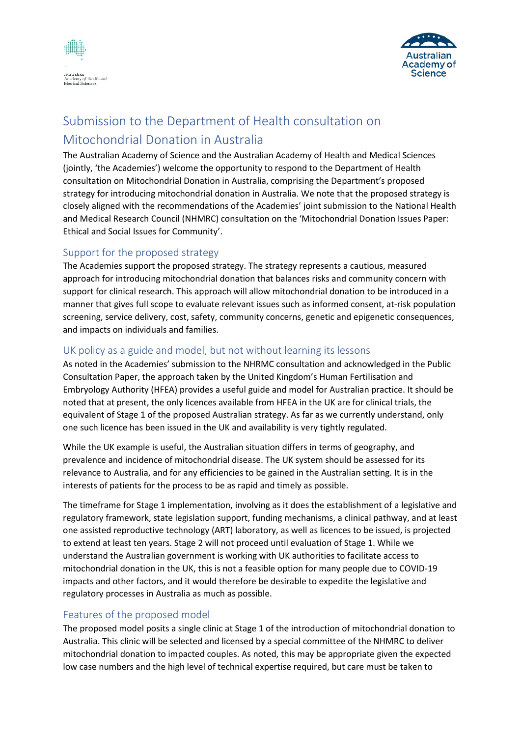# Submission to the Department of Health consultation on Mitochondrial Donation in Australia

The Australian Academy of Science and the Australian Academy of Health and Medical Sciences (jointly, 'the Academies') welcome the opportunity to respond to the Department of Health consultation on Mitochondrial Donation in Australia, comprising the Department's proposed strategy for introducing mitochondrial donation in Australia. We note that the proposed strategy is closely aligned with the recommendations of the Academies' joint submission to the National Health and Medical Research Council (NHMRC) consultation on the 'Mitochondrial Donation Issues Paper: Ethical and Social Issues for Community'.

## Support for the proposed strategy

The Academies support the proposed strategy. The strategy represents a cautious, measured approach for introducing mitochondrial donation that balances risks and community concern with support for clinical research. This approach will allow mitochondrial donation to be introduced in a manner that gives full scope to evaluate relevant issues such as informed consent, at-risk population screening, service delivery, cost, safety, community concerns, genetic and epigenetic consequences, and impacts on individuals and families.

## UK policy as a guide and model, but not without learning its lessons

As noted in the Academies' submission to the NHMRC consultation and acknowledged in the Public Consultation Paper, the approach taken by the United Kingdom's Human Fertilisation and Embryology Authority (HFEA) provides a useful guide and model for Australian practice. It should be noted that at present, the only licences available from HFEA in the UK are for clinical trials, the equivalent of Stage 1 of the proposed Australian strategy. As far as we currently understand, only one such licence has been issued in the UK and availability is very tightly regulated.

While the UK example is useful, the Australian situation differs in terms of geography, and prevalence and incidence of mitochondrial disease. The UK system should be assessed for its relevance to Australia, and for any efficiencies to be gained in the Australian setting. It is in the interests of patients for the process to be as rapid and timely as possible.

The timeframe for Stage 1 implementation, involving as it does the establishment of a legislative and regulatory framework, state legislation support, funding mechanisms, a clinical pathway, and at least one assisted reproductive technology (ART) laboratory, as well as licences to be issued, is projected to extend at least ten years. Stage 2 will not proceed until evaluation of Stage 1. While we understand the Australian government is working with UK authorities to facilitate access to mitochondrial donation in the UK, this is not a feasible option for many people due to COVID-19 impacts and other factors, and it would therefore be desirable to expedite the legislative and regulatory processes in Australia as much as possible.

## Features of the proposed model

The proposed model posits a single clinic at Stage 1 of the introduction of mitochondrial donation to Australia. This clinic will be selected and licensed by a special committee of the NHMRC to deliver mitochondrial donation to impacted couples. As noted, this may be appropriate given the expected low case numbers and the high level of technical expertise required, but care must be taken to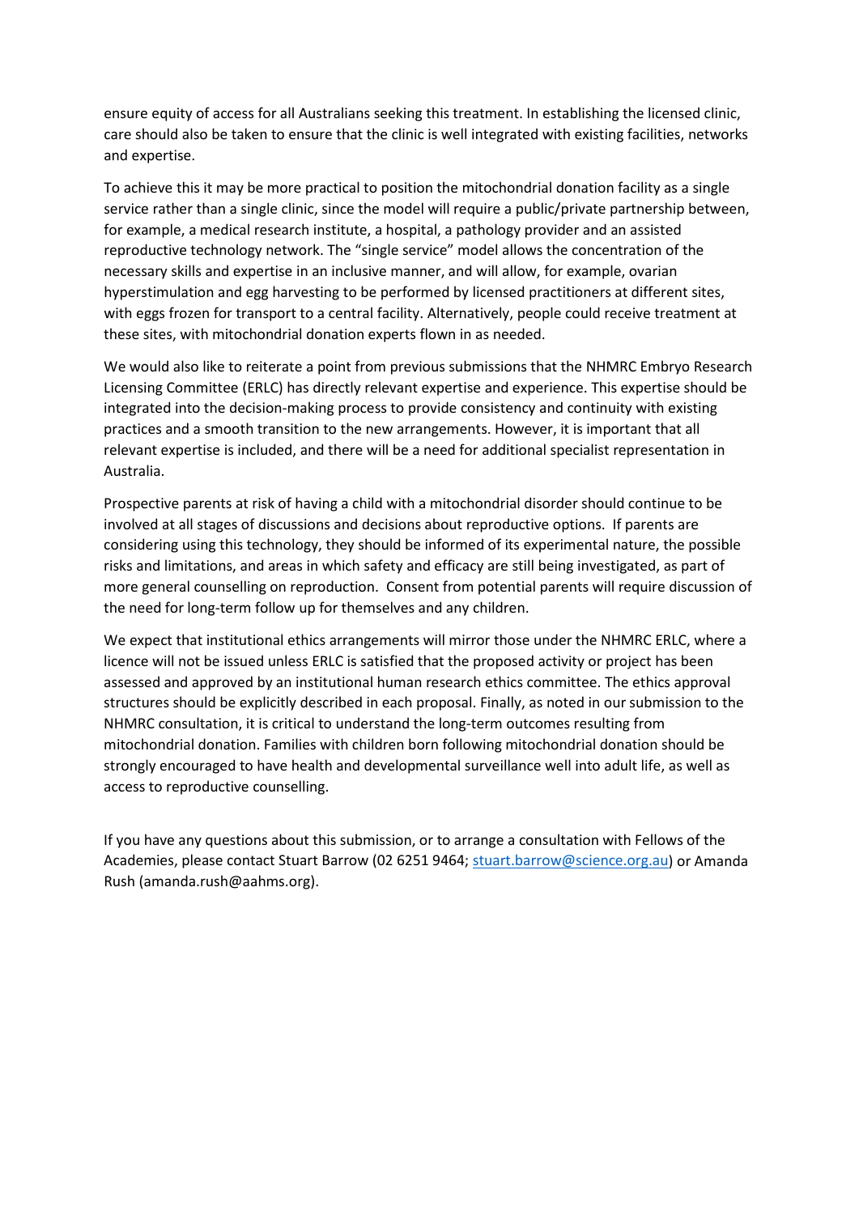ensure equity of access for all Australians seeking this treatment. In establishing the licensed clinic, care should also be taken to ensure that the clinic is well integrated with existing facilities, networks and expertise.

To achieve this it may be more practical to position the mitochondrial donation facility as a single service rather than a single clinic, since the model will require a public/private partnership between, for example, a medical research institute, a hospital, a pathology provider and an assisted reproductive technology network. The "single service" model allows the concentration of the necessary skills and expertise in an inclusive manner, and will allow, for example, ovarian hyperstimulation and egg harvesting to be performed by licensed practitioners at different sites, with eggs frozen for transport to a central facility. Alternatively, people could receive treatment at these sites, with mitochondrial donation experts flown in as needed.

We would also like to reiterate a point from previous submissions that the NHMRC Embryo Research Licensing Committee (ERLC) has directly relevant expertise and experience. This expertise should be integrated into the decision-making process to provide consistency and continuity with existing practices and a smooth transition to the new arrangements. However, it is important that all relevant expertise is included, and there will be a need for additional specialist representation in Australia.

Prospective parents at risk of having a child with a mitochondrial disorder should continue to be involved at all stages of discussions and decisions about reproductive options. If parents are considering using this technology, they should be informed of its experimental nature, the possible risks and limitations, and areas in which safety and efficacy are still being investigated, as part of more general counselling on reproduction. Consent from potential parents will require discussion of the need for long-term follow up for themselves and any children.

We expect that institutional ethics arrangements will mirror those under the NHMRC ERLC, where a licence will not be issued unless ERLC is satisfied that the proposed activity or project has been assessed and approved by an institutional human research ethics committee. The ethics approval structures should be explicitly described in each proposal. Finally, as noted in our submission to the NHMRC consultation, it is critical to understand the long-term outcomes resulting from mitochondrial donation. Families with children born following mitochondrial donation should be strongly encouraged to have health and developmental surveillance well into adult life, as well as access to reproductive counselling.

If you have any questions about this submission, or to arrange a consultation with Fellows of the Academies, please contact Stuart Barrow (02 6251 9464; stuart.barrow@science.org.au) or Amanda Rush (amanda.rush@aahms.org).